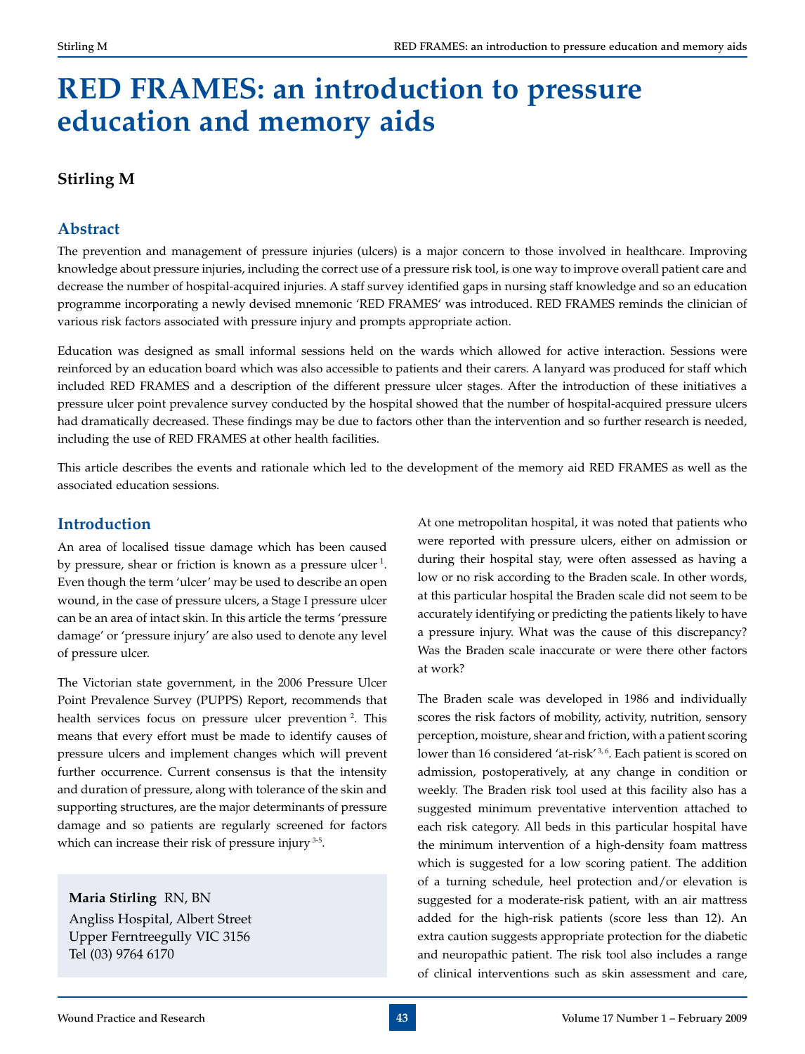# RED FRAMES: an introduction to pressure education and memory aids

## Stirling M

## Abstract

The prevention and management of pressure injuries (ulcers) is a major concern to those involved in healthcare. Improving knowledge about pressure injuries, including the correct use of a pressure risk tool, is one way to improve overall patient care and decrease the number of hospital-acquired injuries. A staff survey identified gaps in nursing staff knowledge and so an education programme incorporating a newly devised mnemonic 'RED FRAMES' was introduced. RED FRAMES reminds the clinician of various risk factors associated with pressure injury and prompts appropriate action.

Education was designed as small informal sessions held on the wards which allowed for active interaction. Sessions were reinforced by an education board which was also accessible to patients and their carers. A lanyard was produced for staff which included RED FRAMES and a description of the different pressure ulcer stages. After the introduction of these initiatives a pressure ulcer point prevalence survey conducted by the hospital showed that the number of hospital-acquired pressure ulcers had dramatically decreased. These findings may be due to factors other than the intervention and so further research is needed, including the use of RED FRAMES at other health facilities.

This article describes the events and rationale which led to the development of the memory aid RED FRAMES as well as the associated education sessions.

## Introduction

An area of localised tissue damage which has been caused by pressure, shear or friction is known as a pressure ulcer [1]. Even though the term 'ulcer' may be used to describe an open wound, in the case of pressure ulcers, a Stage I pressure ulcer can be an area of intact skin. In this article the terms 'pressure damage' or 'pressure injury' are also used to denote any level of pressure ulcer.

The Victorian state government, in the 2006 Pressure Ulcer Point Prevalence Survey (PUPPS) Report, recommends that health services focus on pressure ulcer prevention [2]. This means that every effort must be made to identify causes of pressure ulcers and implement changes which will prevent further occurrence. Current consensus is that the intensity and duration of pressure, along with tolerance of the skin and supporting structures, are the major determinants of pressure damage and so patients are regularly screened for factors which can increase their risk of pressure injury [3-5].

**Maria Stirling** RN, BN
Angliss Hospital, Albert Street
Upper Ferntreegully VIC 3156
Tel (03) 9764 6170

At one metropolitan hospital, it was noted that patients who were reported with pressure ulcers, either on admission or during their hospital stay, were often assessed as having a low or no risk according to the Braden scale. In other words, at this particular hospital the Braden scale did not seem to be accurately identifying or predicting the patients likely to have a pressure injury. What was the cause of this discrepancy? Was the Braden scale inaccurate or were there other factors at work?

The Braden scale was developed in 1986 and individually scores the risk factors of mobility, activity, nutrition, sensory perception, moisture, shear and friction, with a patient scoring lower than 16 considered 'at-risk' [3,6]. Each patient is scored on admission, postoperatively, at any change in condition or weekly. The Braden risk tool used at this facility also has a suggested minimum preventative intervention attached to each risk category. All beds in this particular hospital have the minimum intervention of a high-density foam mattress which is suggested for a low scoring patient. The addition of a turning schedule, heel protection and/or elevation is suggested for a moderate-risk patient, with an air mattress added for the high-risk patients (score less than 12). An extra caution suggests appropriate protection for the diabetic and neuropathic patient. The risk tool also includes a range of clinical interventions such as skin assessment and care,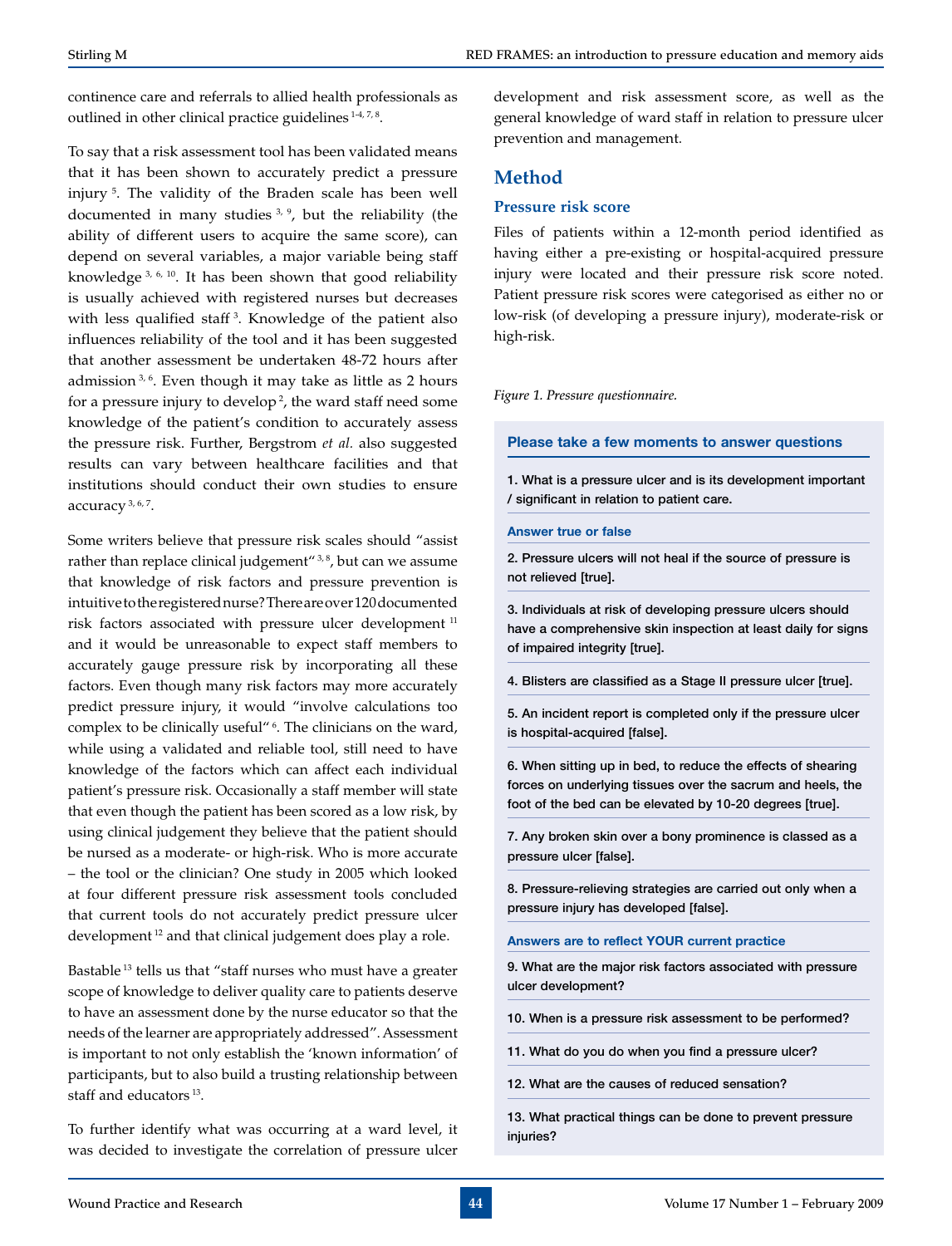continence care and referrals to allied health professionals as outlined in other clinical practice guidelines [1-4, 7, 8].

To say that a risk assessment tool has been validated means that it has been shown to accurately predict a pressure injury [5]. The validity of the Braden scale has been well documented in many studies [3, 9], but the reliability (the ability of different users to acquire the same score), can depend on several variables, a major variable being staff knowledge [3, 6, 10]. It has been shown that good reliability is usually achieved with registered nurses but decreases with less qualified staff [3]. Knowledge of the patient also influences reliability of the tool and it has been suggested that another assessment be undertaken 48-72 hours after admission [3, 6]. Even though it may take as little as 2 hours for a pressure injury to develop [2], the ward staff need some knowledge of the patient's condition to accurately assess the pressure risk. Further, Bergstrom *et al.* also suggested results can vary between healthcare facilities and that institutions should conduct their own studies to ensure accuracy [3, 6, 7].

Some writers believe that pressure risk scales should "assist rather than replace clinical judgement" [3, 8], but can we assume that knowledge of risk factors and pressure prevention is intuitive to the registered nurse? There are over 120 documented risk factors associated with pressure ulcer development [11] and it would be unreasonable to expect staff members to accurately gauge pressure risk by incorporating all these factors. Even though many risk factors may more accurately predict pressure injury, it would "involve calculations too complex to be clinically useful" [6]. The clinicians on the ward, while using a validated and reliable tool, still need to have knowledge of the factors which can affect each individual patient's pressure risk. Occasionally a staff member will state that even though the patient has been scored as a low risk, by using clinical judgement they believe that the patient should be nursed as a moderate- or high-risk. Who is more accurate – the tool or the clinician? One study in 2005 which looked at four different pressure risk assessment tools concluded that current tools do not accurately predict pressure ulcer development [12] and that clinical judgement does play a role.

Bastable [13] tells us that "staff nurses who must have a greater scope of knowledge to deliver quality care to patients deserve to have an assessment done by the nurse educator so that the needs of the learner are appropriately addressed". Assessment is important to not only establish the 'known information' of participants, but to also build a trusting relationship between staff and educators [13].

To further identify what was occurring at a ward level, it was decided to investigate the correlation of pressure ulcer development and risk assessment score, as well as the general knowledge of ward staff in relation to pressure ulcer prevention and management.

## Method

### Pressure risk score

Files of patients within a 12-month period identified as having either a pre-existing or hospital-acquired pressure injury were located and their pressure risk score noted. Patient pressure risk scores were categorised as either no or low-risk (of developing a pressure injury), moderate-risk or high-risk.

*Figure 1. Pressure questionnaire.*

**Please take a few moments to answer questions**

**1. What is a pressure ulcer and is its development important / significant in relation to patient care.**

**Answer true or false**

**2. Pressure ulcers will not heal if the source of pressure is not relieved [true].**

**3. Individuals at risk of developing pressure ulcers should have a comprehensive skin inspection at least daily for signs of impaired integrity [true].**

**4. Blisters are classified as a Stage II pressure ulcer [true].**

**5. An incident report is completed only if the pressure ulcer is hospital-acquired [false].**

**6. When sitting up in bed, to reduce the effects of shearing forces on underlying tissues over the sacrum and heels, the foot of the bed can be elevated by 10-20 degrees [true].**

**7. Any broken skin over a bony prominence is classed as a pressure ulcer [false].**

**8. Pressure-relieving strategies are carried out only when a pressure injury has developed [false].**

**Answers are to reflect YOUR current practice**

**9. What are the major risk factors associated with pressure ulcer development?**

**10. When is a pressure risk assessment to be performed?**

**11. What do you do when you find a pressure ulcer?**

**12. What are the causes of reduced sensation?**

**13. What practical things can be done to prevent pressure injuries?**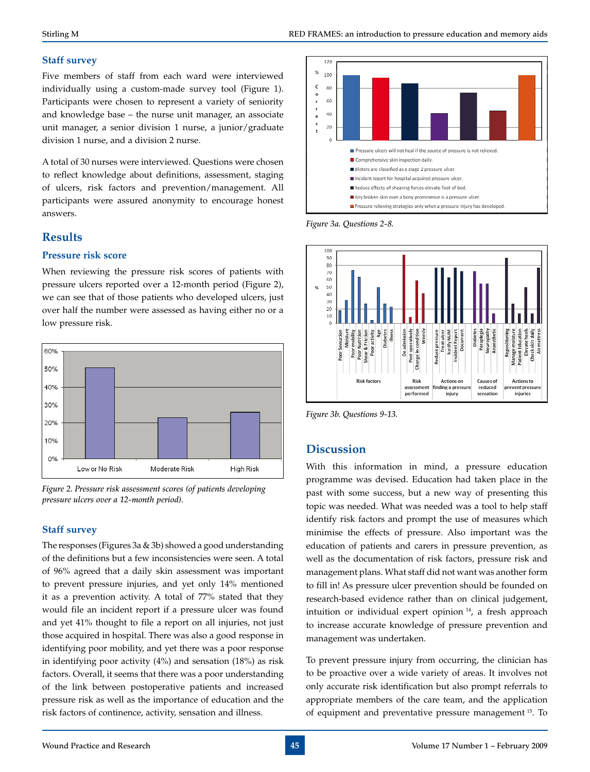### Staff survey

Five members of staff from each ward were interviewed individually using a custom-made survey tool (Figure 1). Participants were chosen to represent a variety of seniority and knowledge base – the nurse unit manager, an associate unit manager, a senior division 1 nurse, a junior/graduate division 1 nurse, and a division 2 nurse.

A total of 30 nurses were interviewed. Questions were chosen to reflect knowledge about definitions, assessment, staging of ulcers, risk factors and prevention/management. All participants were assured anonymity to encourage honest answers.

## Results

### Pressure risk score

When reviewing the pressure risk scores of patients with pressure ulcers reported over a 12-month period (Figure 2), we can see that of those patients who developed ulcers, just over half the number were assessed as having either no or a low pressure risk.

*Figure 2. Pressure risk assessment scores (of patients developing pressure ulcers over a 12-month period).*

### Staff survey

The responses (Figures 3a & 3b) showed a good understanding of the definitions but a few inconsistencies were seen. A total of 96% agreed that a daily skin assessment was important to prevent pressure injuries, and yet only 14% mentioned it as a prevention activity. A total of 77% stated that they would file an incident report if a pressure ulcer was found and yet 41% thought to file a report on all injuries, not just those acquired in hospital. There was also a good response in identifying poor mobility, and yet there was a poor response in identifying poor activity (4%) and sensation (18%) as risk factors. Overall, it seems that there was a poor understanding of the link between postoperative patients and increased pressure risk as well as the importance of education and the risk factors of continence, activity, sensation and illness.

*Figure 3a. Questions 2-8.*

*Figure 3b. Questions 9-13.*

## Discussion

With this information in mind, a pressure education programme was devised. Education had taken place in the past with some success, but a new way of presenting this topic was needed. What was needed was a tool to help staff identify risk factors and prompt the use of measures which minimise the effects of pressure. Also important was the education of patients and carers in pressure prevention, as well as the documentation of risk factors, pressure risk and management plans. What staff did not want was another form to fill in! As pressure ulcer prevention should be founded on research-based evidence rather than on clinical judgement, intuition or individual expert opinion [14], a fresh approach to increase accurate knowledge of pressure prevention and management was undertaken.

To prevent pressure injury from occurring, the clinician has to be proactive over a wide variety of areas. It involves not only accurate risk identification but also prompt referrals to appropriate members of the care team, and the application of equipment and preventative pressure management [15]. To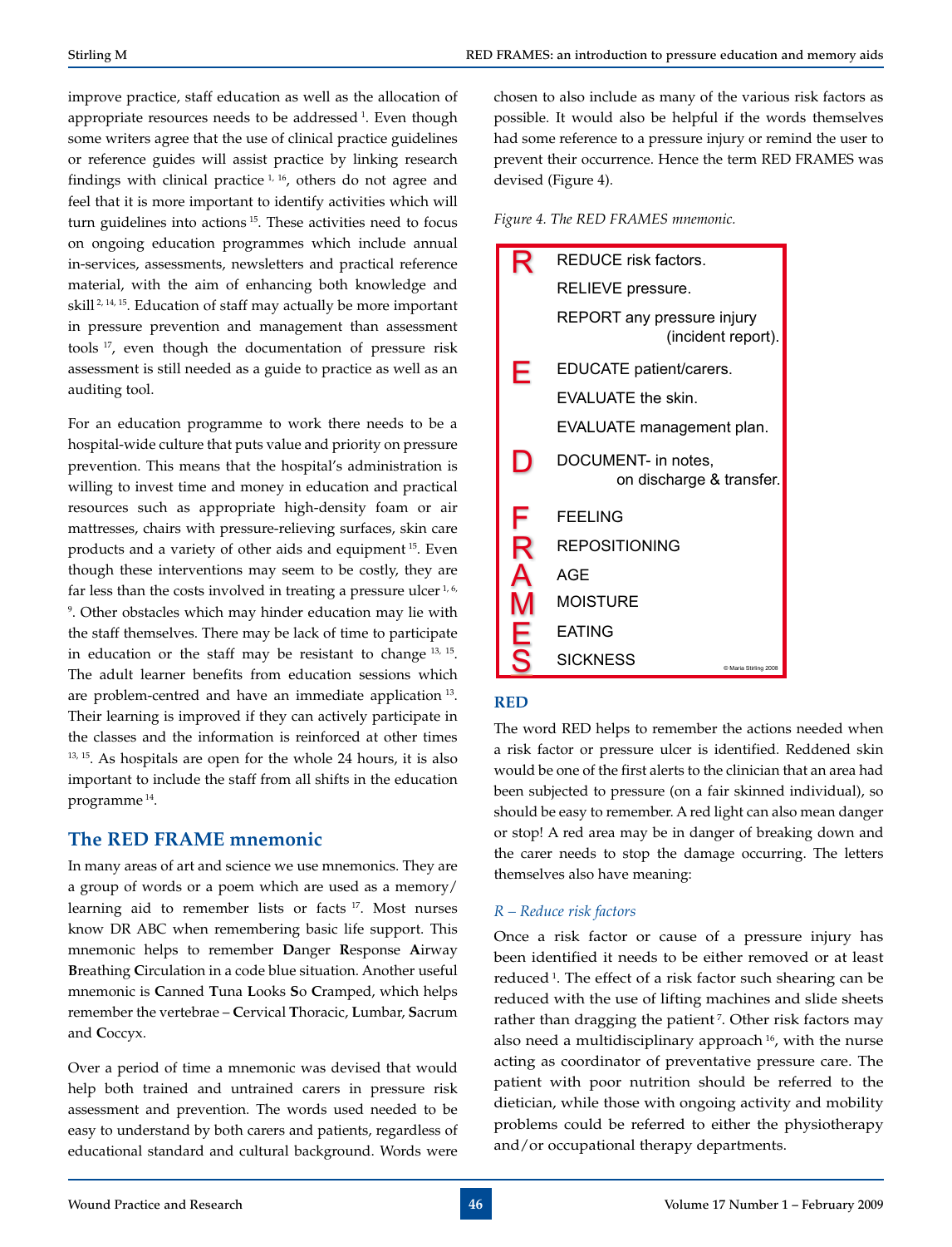improve practice, staff education as well as the allocation of appropriate resources needs to be addressed [1]. Even though some writers agree that the use of clinical practice guidelines or reference guides will assist practice by linking research findings with clinical practice [1, 16], others do not agree and feel that it is more important to identify activities which will turn guidelines into actions [15]. These activities need to focus on ongoing education programmes which include annual in-services, assessments, newsletters and practical reference material, with the aim of enhancing both knowledge and skill [2, 14, 15]. Education of staff may actually be more important in pressure prevention and management than assessment tools [17], even though the documentation of pressure risk assessment is still needed as a guide to practice as well as an auditing tool.

For an education programme to work there needs to be a hospital-wide culture that puts value and priority on pressure prevention. This means that the hospital's administration is willing to invest time and money in education and practical resources such as appropriate high-density foam or air mattresses, chairs with pressure-relieving surfaces, skin care products and a variety of other aids and equipment [15]. Even though these interventions may seem to be costly, they are far less than the costs involved in treating a pressure ulcer [1, 6, 9]. Other obstacles which may hinder education may lie with the staff themselves. There may be lack of time to participate in education or the staff may be resistant to change [13, 15]. The adult learner benefits from education sessions which are problem-centred and have an immediate application [13]. Their learning is improved if they can actively participate in the classes and the information is reinforced at other times [13, 15]. As hospitals are open for the whole 24 hours, it is also important to include the staff from all shifts in the education programme [14].

## The RED FRAME mnemonic

In many areas of art and science we use mnemonics. They are a group of words or a poem which are used as a memory/learning aid to remember lists or facts [17]. Most nurses know DR ABC when remembering basic life support. This mnemonic helps to remember **D**anger **R**esponse **A**irway **B**reathing **C**irculation in a code blue situation. Another useful mnemonic is **C**anned **T**una **L**ooks **S**o **C**ramped, which helps remember the vertebrae – **C**ervical **T**horacic, **L**umbar, **S**acrum and **C**occyx.

Over a period of time a mnemonic was devised that would help both trained and untrained carers in pressure risk assessment and prevention. The words used needed to be easy to understand by both carers and patients, regardless of educational standard and cultural background. Words were chosen to also include as many of the various risk factors as possible. It would also be helpful if the words themselves had some reference to a pressure injury or remind the user to prevent their occurrence. Hence the term RED FRAMES was devised (Figure 4).

*Figure 4. The RED FRAMES mnemonic.*

| | |
|---|---|
| **R** | REDUCE risk factors. |
| | RELIEVE pressure. |
| | REPORT any pressure injury (incident report). |
| **E** | EDUCATE patient/carers. |
| | EVALUATE the skin. |
| | EVALUATE management plan. |
| **D** | DOCUMENT- in notes, on discharge & transfer. |
| **F** | FEELING |
| **R** | REPOSITIONING |
| **A** | AGE |
| **M** | MOISTURE |
| **E** | EATING |
| **S** | SICKNESS |

© Maria Stirling 2008

### RED

The word RED helps to remember the actions needed when a risk factor or pressure ulcer is identified. Reddened skin would be one of the first alerts to the clinician that an area had been subjected to pressure (on a fair skinned individual), so should be easy to remember. A red light can also mean danger or stop! A red area may be in danger of breaking down and the carer needs to stop the damage occurring. The letters themselves also have meaning:

#### *R – Reduce risk factors*

Once a risk factor or cause of a pressure injury has been identified it needs to be either removed or at least reduced [1]. The effect of a risk factor such shearing can be reduced with the use of lifting machines and slide sheets rather than dragging the patient [7]. Other risk factors may also need a multidisciplinary approach [16], with the nurse acting as coordinator of preventative pressure care. The patient with poor nutrition should be referred to the dietician, while those with ongoing activity and mobility problems could be referred to either the physiotherapy and/or occupational therapy departments.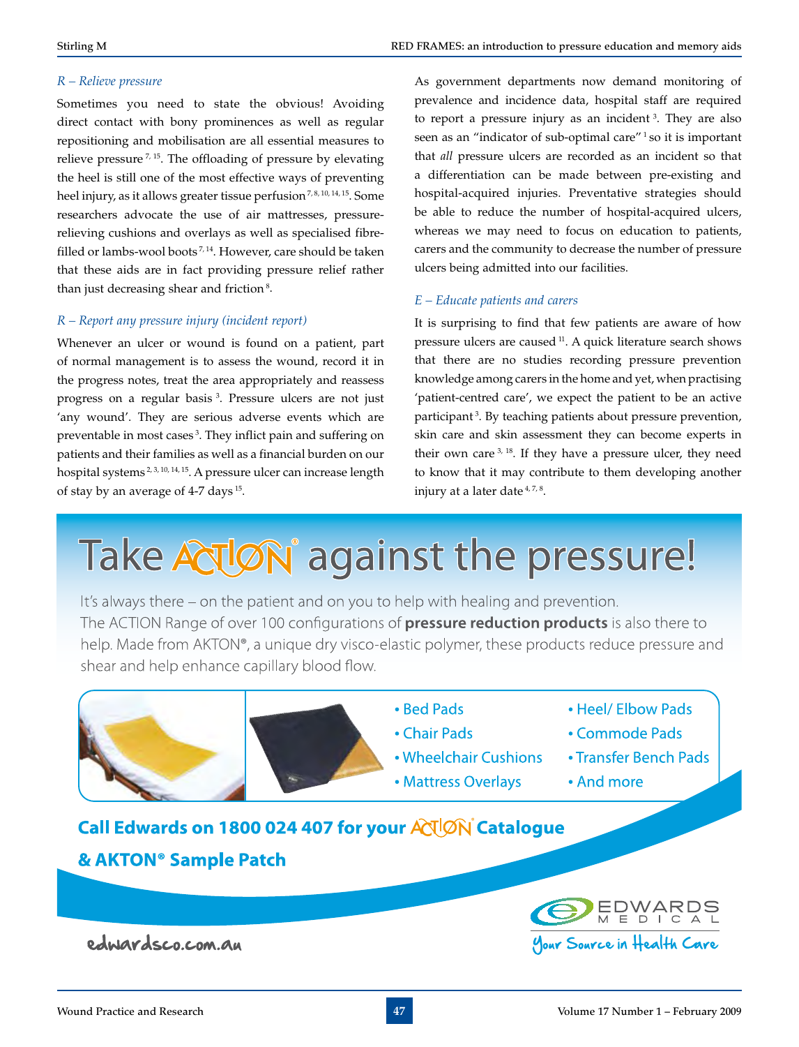*R – Relieve pressure*

Sometimes you need to state the obvious! Avoiding direct contact with bony prominences as well as regular repositioning and mobilisation are all essential measures to relieve pressure [7, 15]. The offloading of pressure by elevating the heel is still one of the most effective ways of preventing heel injury, as it allows greater tissue perfusion [7, 8, 10, 14, 15]. Some researchers advocate the use of air mattresses, pressure-relieving cushions and overlays as well as specialised fibre-filled or lambs-wool boots [7, 14]. However, care should be taken that these aids are in fact providing pressure relief rather than just decreasing shear and friction [8].

*R – Report any pressure injury (incident report)*

Whenever an ulcer or wound is found on a patient, part of normal management is to assess the wound, record it in the progress notes, treat the area appropriately and reassess progress on a regular basis [3]. Pressure ulcers are not just 'any wound'. They are serious adverse events which are preventable in most cases [3]. They inflict pain and suffering on patients and their families as well as a financial burden on our hospital systems [2, 3, 10, 14, 15]. A pressure ulcer can increase length of stay by an average of 4-7 days [15].

As government departments now demand monitoring of prevalence and incidence data, hospital staff are required to report a pressure injury as an incident [3]. They are also seen as an "indicator of sub-optimal care" [1] so it is important that *all* pressure ulcers are recorded as an incident so that a differentiation can be made between pre-existing and hospital-acquired injuries. Preventative strategies should be able to reduce the number of hospital-acquired ulcers, whereas we may need to focus on education to patients, carers and the community to decrease the number of pressure ulcers being admitted into our facilities.

*E – Educate patients and carers*

It is surprising to find that few patients are aware of how pressure ulcers are caused [11]. A quick literature search shows that there are no studies recording pressure prevention knowledge among carers in the home and yet, when practising 'patient-centred care', we expect the patient to be an active participant [3]. By teaching patients about pressure prevention, skin care and skin assessment they can become experts in their own care [3, 18]. If they have a pressure ulcer, they need to know that it may contribute to them developing another injury at a later date [4, 7, 8].

# Take ACTION® against the pressure!

It's always there – on the patient and on you to help with healing and prevention. The ACTION Range of over 100 configurations of **pressure reduction products** is also there to help. Made from AKTON®, a unique dry visco-elastic polymer, these products reduce pressure and shear and help enhance capillary blood flow.

- Bed Pads
- Chair Pads
- Wheelchair Cushions
- Mattress Overlays
- Heel/ Elbow Pads
- Commode Pads
- Transfer Bench Pads
- And more

**Call Edwards on 1800 024 407 for your ACTION® Catalogue & AKTON® Sample Patch**

edwardsco.com.au

EDWARDS MEDICAL — Your Source in Health Care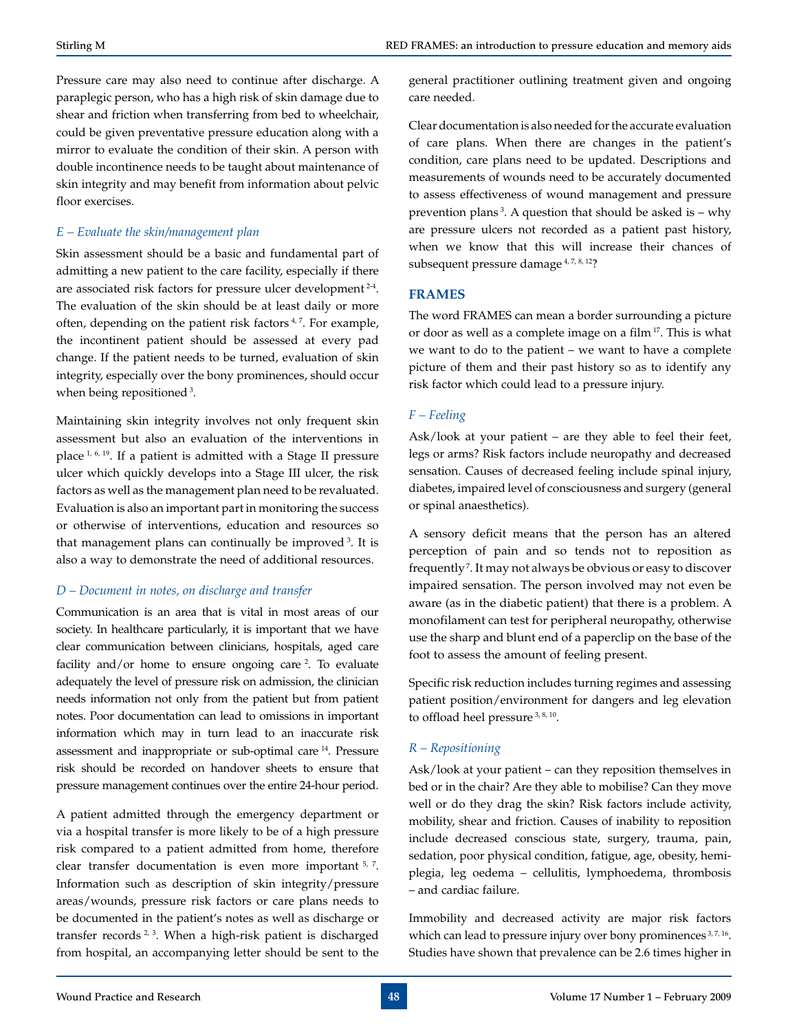Pressure care may also need to continue after discharge. A paraplegic person, who has a high risk of skin damage due to shear and friction when transferring from bed to wheelchair, could be given preventative pressure education along with a mirror to evaluate the condition of their skin. A person with double incontinence needs to be taught about maintenance of skin integrity and may benefit from information about pelvic floor exercises.

### *E – Evaluate the skin/management plan*

Skin assessment should be a basic and fundamental part of admitting a new patient to the care facility, especially if there are associated risk factors for pressure ulcer development [2-4]. The evaluation of the skin should be at least daily or more often, depending on the patient risk factors [4, 7]. For example, the incontinent patient should be assessed at every pad change. If the patient needs to be turned, evaluation of skin integrity, especially over the bony prominences, should occur when being repositioned [3].

Maintaining skin integrity involves not only frequent skin assessment but also an evaluation of the interventions in place [1, 6, 19]. If a patient is admitted with a Stage II pressure ulcer which quickly develops into a Stage III ulcer, the risk factors as well as the management plan need to be revaluated. Evaluation is also an important part in monitoring the success or otherwise of interventions, education and resources so that management plans can continually be improved [3]. It is also a way to demonstrate the need of additional resources.

### *D – Document in notes, on discharge and transfer*

Communication is an area that is vital in most areas of our society. In healthcare particularly, it is important that we have clear communication between clinicians, hospitals, aged care facility and/or home to ensure ongoing care [2]. To evaluate adequately the level of pressure risk on admission, the clinician needs information not only from the patient but from patient notes. Poor documentation can lead to omissions in important information which may in turn lead to an inaccurate risk assessment and inappropriate or sub-optimal care [14]. Pressure risk should be recorded on handover sheets to ensure that pressure management continues over the entire 24-hour period.

A patient admitted through the emergency department or via a hospital transfer is more likely to be of a high pressure risk compared to a patient admitted from home, therefore clear transfer documentation is even more important [5, 7]. Information such as description of skin integrity/pressure areas/wounds, pressure risk factors or care plans needs to be documented in the patient's notes as well as discharge or transfer records [2, 3]. When a high-risk patient is discharged from hospital, an accompanying letter should be sent to the general practitioner outlining treatment given and ongoing care needed.

Clear documentation is also needed for the accurate evaluation of care plans. When there are changes in the patient's condition, care plans need to be updated. Descriptions and measurements of wounds need to be accurately documented to assess effectiveness of wound management and pressure prevention plans [3]. A question that should be asked is – why are pressure ulcers not recorded as a patient past history, when we know that this will increase their chances of subsequent pressure damage [4, 7, 8, 12]?

## FRAMES

The word FRAMES can mean a border surrounding a picture or door as well as a complete image on a film [17]. This is what we want to do to the patient – we want to have a complete picture of them and their past history so as to identify any risk factor which could lead to a pressure injury.

### *F – Feeling*

Ask/look at your patient – are they able to feel their feet, legs or arms? Risk factors include neuropathy and decreased sensation. Causes of decreased feeling include spinal injury, diabetes, impaired level of consciousness and surgery (general or spinal anaesthetics).

A sensory deficit means that the person has an altered perception of pain and so tends not to reposition as frequently [7]. It may not always be obvious or easy to discover impaired sensation. The person involved may not even be aware (as in the diabetic patient) that there is a problem. A monofilament can test for peripheral neuropathy, otherwise use the sharp and blunt end of a paperclip on the base of the foot to assess the amount of feeling present.

Specific risk reduction includes turning regimes and assessing patient position/environment for dangers and leg elevation to offload heel pressure [3, 8, 10].

### *R – Repositioning*

Ask/look at your patient – can they reposition themselves in bed or in the chair? Are they able to mobilise? Can they move well or do they drag the skin? Risk factors include activity, mobility, shear and friction. Causes of inability to reposition include decreased conscious state, surgery, trauma, pain, sedation, poor physical condition, fatigue, age, obesity, hemiplegia, leg oedema – cellulitis, lymphoedema, thrombosis – and cardiac failure.

Immobility and decreased activity are major risk factors which can lead to pressure injury over bony prominences [3, 7, 16]. Studies have shown that prevalence can be 2.6 times higher in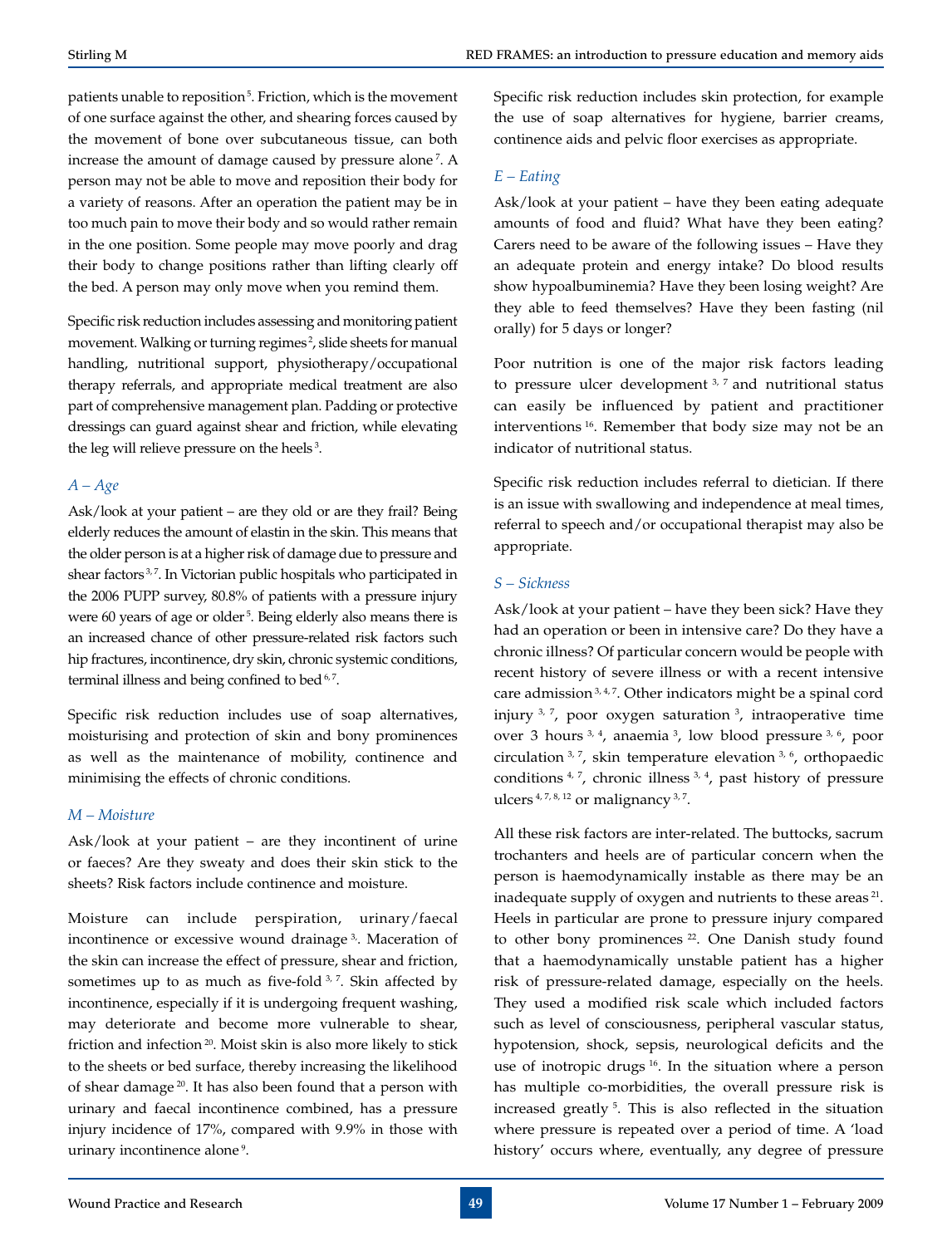patients unable to reposition[5]. Friction, which is the movement of one surface against the other, and shearing forces caused by the movement of bone over subcutaneous tissue, can both increase the amount of damage caused by pressure alone[7]. A person may not be able to move and reposition their body for a variety of reasons. After an operation the patient may be in too much pain to move their body and so would rather remain in the one position. Some people may move poorly and drag their body to change positions rather than lifting clearly off the bed. A person may only move when you remind them.

Specific risk reduction includes assessing and monitoring patient movement. Walking or turning regimes[2], slide sheets for manual handling, nutritional support, physiotherapy/occupational therapy referrals, and appropriate medical treatment are also part of comprehensive management plan. Padding or protective dressings can guard against shear and friction, while elevating the leg will relieve pressure on the heels[3].

### *A – Age*

Ask/look at your patient – are they old or are they frail? Being elderly reduces the amount of elastin in the skin. This means that the older person is at a higher risk of damage due to pressure and shear factors[3,7]. In Victorian public hospitals who participated in the 2006 PUPP survey, 80.8% of patients with a pressure injury were 60 years of age or older[5]. Being elderly also means there is an increased chance of other pressure-related risk factors such hip fractures, incontinence, dry skin, chronic systemic conditions, terminal illness and being confined to bed[6,7].

Specific risk reduction includes use of soap alternatives, moisturising and protection of skin and bony prominences as well as the maintenance of mobility, continence and minimising the effects of chronic conditions.

### *M – Moisture*

Ask/look at your patient – are they incontinent of urine or faeces? Are they sweaty and does their skin stick to the sheets? Risk factors include continence and moisture.

Moisture can include perspiration, urinary/faecal incontinence or excessive wound drainage[3]. Maceration of the skin can increase the effect of pressure, shear and friction, sometimes up to as much as five-fold[3,7]. Skin affected by incontinence, especially if it is undergoing frequent washing, may deteriorate and become more vulnerable to shear, friction and infection[20]. Moist skin is also more likely to stick to the sheets or bed surface, thereby increasing the likelihood of shear damage[20]. It has also been found that a person with urinary and faecal incontinence combined, has a pressure injury incidence of 17%, compared with 9.9% in those with urinary incontinence alone[9].

Specific risk reduction includes skin protection, for example the use of soap alternatives for hygiene, barrier creams, continence aids and pelvic floor exercises as appropriate.

### *E – Eating*

Ask/look at your patient – have they been eating adequate amounts of food and fluid? What have they been eating? Carers need to be aware of the following issues – Have they an adequate protein and energy intake? Do blood results show hypoalbuminemia? Have they been losing weight? Are they able to feed themselves? Have they been fasting (nil orally) for 5 days or longer?

Poor nutrition is one of the major risk factors leading to pressure ulcer development[3,7] and nutritional status can easily be influenced by patient and practitioner interventions[16]. Remember that body size may not be an indicator of nutritional status.

Specific risk reduction includes referral to dietician. If there is an issue with swallowing and independence at meal times, referral to speech and/or occupational therapist may also be appropriate.

### *S – Sickness*

Ask/look at your patient – have they been sick? Have they had an operation or been in intensive care? Do they have a chronic illness? Of particular concern would be people with recent history of severe illness or with a recent intensive care admission[3,4,7]. Other indicators might be a spinal cord injury[3,7], poor oxygen saturation[3], intraoperative time over 3 hours[3,4], anaemia[3], low blood pressure[3,6], poor circulation[3,7], skin temperature elevation[3,6], orthopaedic conditions[4,7], chronic illness[3,4], past history of pressure ulcers[4,7,8,12] or malignancy[3,7].

All these risk factors are inter-related. The buttocks, sacrum trochanters and heels are of particular concern when the person is haemodynamically instable as there may be an inadequate supply of oxygen and nutrients to these areas[21]. Heels in particular are prone to pressure injury compared to other bony prominences[22]. One Danish study found that a haemodynamically unstable patient has a higher risk of pressure-related damage, especially on the heels. They used a modified risk scale which included factors such as level of consciousness, peripheral vascular status, hypotension, shock, sepsis, neurological deficits and the use of inotropic drugs[16]. In the situation where a person has multiple co-morbidities, the overall pressure risk is increased greatly[5]. This is also reflected in the situation where pressure is repeated over a period of time. A 'load history' occurs where, eventually, any degree of pressure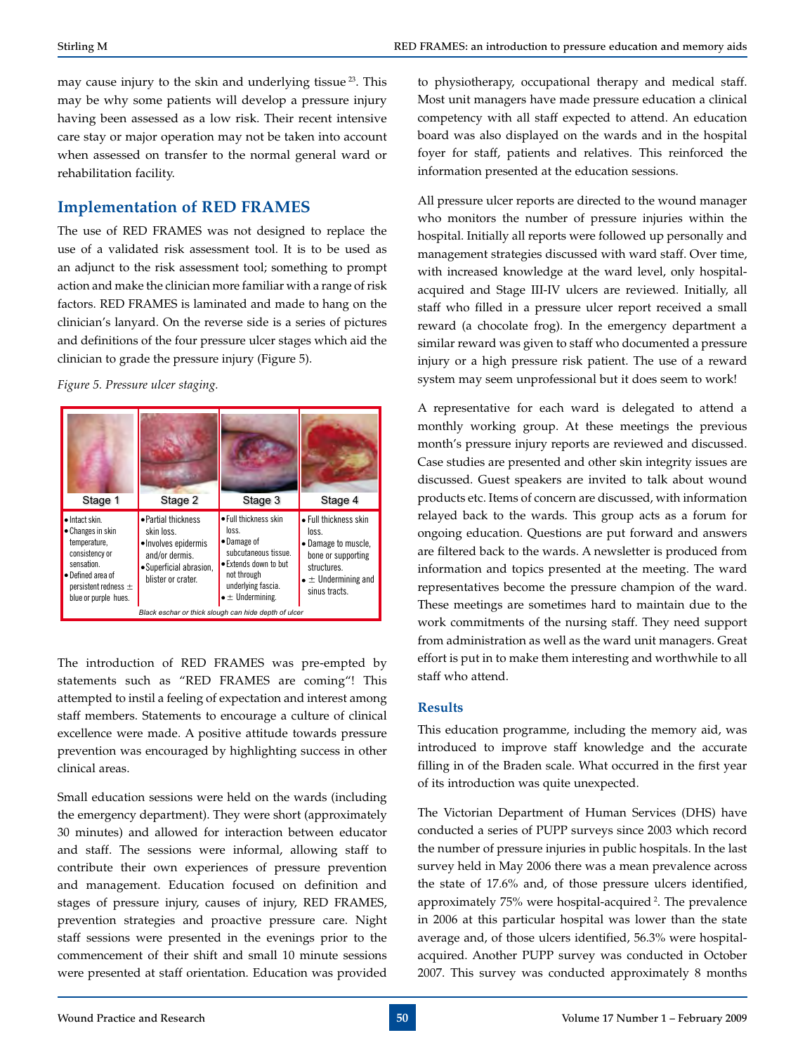may cause injury to the skin and underlying tissue [23]. This may be why some patients will develop a pressure injury having been assessed as a low risk. Their recent intensive care stay or major operation may not be taken into account when assessed on transfer to the normal general ward or rehabilitation facility.

## Implementation of RED FRAMES

The use of RED FRAMES was not designed to replace the use of a validated risk assessment tool. It is to be used as an adjunct to the risk assessment tool; something to prompt action and make the clinician more familiar with a range of risk factors. RED FRAMES is laminated and made to hang on the clinician's lanyard. On the reverse side is a series of pictures and definitions of the four pressure ulcer stages which aid the clinician to grade the pressure injury (Figure 5).

*Figure 5. Pressure ulcer staging.*

| Stage 1 | Stage 2 | Stage 3 | Stage 4 |
|---|---|---|---|
| • Intact skin.<br>• Changes in skin temperature, consistency or sensation.<br>• Defined area of persistent redness ± blue or purple hues. | • Partial thickness skin loss.<br>• Involves epidermis and/or dermis.<br>• Superficial abrasion, blister or crater. | • Full thickness skin loss.<br>• Damage of subcutaneous tissue.<br>• Extends down to but not through underlying fascia.<br>• ± Undermining. | • Full thickness skin loss.<br>• Damage to muscle, bone or supporting structures.<br>• ± Undermining and sinus tracts. |

*Black eschar or thick slough can hide depth of ulcer*

The introduction of RED FRAMES was pre-empted by statements such as "RED FRAMES are coming"! This attempted to instil a feeling of expectation and interest among staff members. Statements to encourage a culture of clinical excellence were made. A positive attitude towards pressure prevention was encouraged by highlighting success in other clinical areas.

Small education sessions were held on the wards (including the emergency department). They were short (approximately 30 minutes) and allowed for interaction between educator and staff. The sessions were informal, allowing staff to contribute their own experiences of pressure prevention and management. Education focused on definition and stages of pressure injury, causes of injury, RED FRAMES, prevention strategies and proactive pressure care. Night staff sessions were presented in the evenings prior to the commencement of their shift and small 10 minute sessions were presented at staff orientation. Education was provided to physiotherapy, occupational therapy and medical staff. Most unit managers have made pressure education a clinical competency with all staff expected to attend. An education board was also displayed on the wards and in the hospital foyer for staff, patients and relatives. This reinforced the information presented at the education sessions.

All pressure ulcer reports are directed to the wound manager who monitors the number of pressure injuries within the hospital. Initially all reports were followed up personally and management strategies discussed with ward staff. Over time, with increased knowledge at the ward level, only hospital-acquired and Stage III-IV ulcers are reviewed. Initially, all staff who filled in a pressure ulcer report received a small reward (a chocolate frog). In the emergency department a similar reward was given to staff who documented a pressure injury or a high pressure risk patient. The use of a reward system may seem unprofessional but it does seem to work!

A representative for each ward is delegated to attend a monthly working group. At these meetings the previous month's pressure injury reports are reviewed and discussed. Case studies are presented and other skin integrity issues are discussed. Guest speakers are invited to talk about wound products etc. Items of concern are discussed, with information relayed back to the wards. This group acts as a forum for ongoing education. Questions are put forward and answers are filtered back to the wards. A newsletter is produced from information and topics presented at the meeting. The ward representatives become the pressure champion of the ward. These meetings are sometimes hard to maintain due to the work commitments of the nursing staff. They need support from administration as well as the ward unit managers. Great effort is put in to make them interesting and worthwhile to all staff who attend.

### Results

This education programme, including the memory aid, was introduced to improve staff knowledge and the accurate filling in of the Braden scale. What occurred in the first year of its introduction was quite unexpected.

The Victorian Department of Human Services (DHS) have conducted a series of PUPP surveys since 2003 which record the number of pressure injuries in public hospitals. In the last survey held in May 2006 there was a mean prevalence across the state of 17.6% and, of those pressure ulcers identified, approximately 75% were hospital-acquired [2]. The prevalence in 2006 at this particular hospital was lower than the state average and, of those ulcers identified, 56.3% were hospital-acquired. Another PUPP survey was conducted in October 2007. This survey was conducted approximately 8 months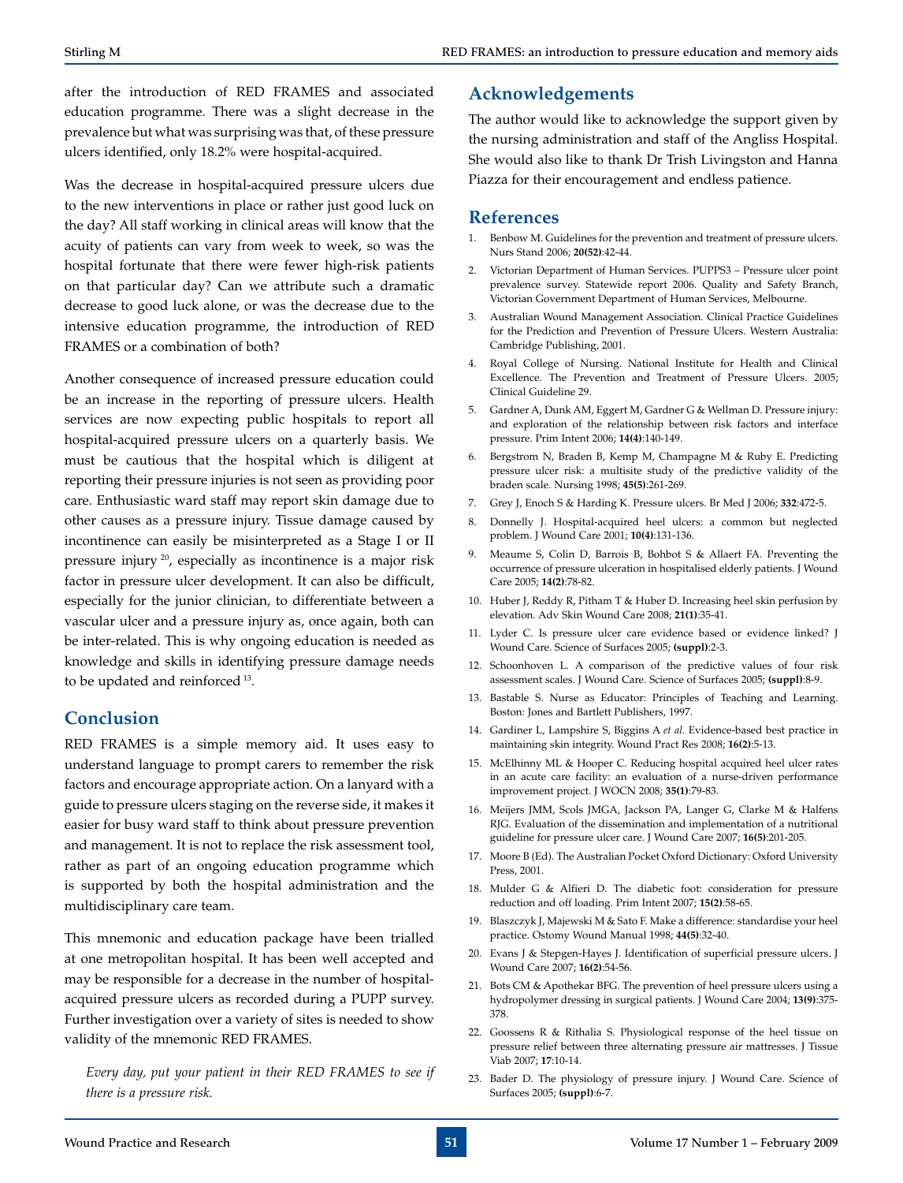after the introduction of RED FRAMES and associated education programme. There was a slight decrease in the prevalence but what was surprising was that, of these pressure ulcers identified, only 18.2% were hospital-acquired.

Was the decrease in hospital-acquired pressure ulcers due to the new interventions in place or rather just good luck on the day? All staff working in clinical areas will know that the acuity of patients can vary from week to week, so was the hospital fortunate that there were fewer high-risk patients on that particular day? Can we attribute such a dramatic decrease to good luck alone, or was the decrease due to the intensive education programme, the introduction of RED FRAMES or a combination of both?

Another consequence of increased pressure education could be an increase in the reporting of pressure ulcers. Health services are now expecting public hospitals to report all hospital-acquired pressure ulcers on a quarterly basis. We must be cautious that the hospital which is diligent at reporting their pressure injuries is not seen as providing poor care. Enthusiastic ward staff may report skin damage due to other causes as a pressure injury. Tissue damage caused by incontinence can easily be misinterpreted as a Stage I or II pressure injury [20], especially as incontinence is a major risk factor in pressure ulcer development. It can also be difficult, especially for the junior clinician, to differentiate between a vascular ulcer and a pressure injury as, once again, both can be inter-related. This is why ongoing education is needed as knowledge and skills in identifying pressure damage needs to be updated and reinforced [13].

## Conclusion

RED FRAMES is a simple memory aid. It uses easy to understand language to prompt carers to remember the risk factors and encourage appropriate action. On a lanyard with a guide to pressure ulcers staging on the reverse side, it makes it easier for busy ward staff to think about pressure prevention and management. It is not to replace the risk assessment tool, rather as part of an ongoing education programme which is supported by both the hospital administration and the multidisciplinary care team.

This mnemonic and education package have been trialled at one metropolitan hospital. It has been well accepted and may be responsible for a decrease in the number of hospital-acquired pressure ulcers as recorded during a PUPP survey. Further investigation over a variety of sites is needed to show validity of the mnemonic RED FRAMES.

*Every day, put your patient in their RED FRAMES to see if there is a pressure risk.*

## Acknowledgements

The author would like to acknowledge the support given by the nursing administration and staff of the Angliss Hospital. She would also like to thank Dr Trish Livingston and Hanna Piazza for their encouragement and endless patience.

## References

1. Benbow M. Guidelines for the prevention and treatment of pressure ulcers. Nurs Stand 2006; **20(52)**:42-44.
2. Victorian Department of Human Services. PUPPS3 – Pressure ulcer point prevalence survey. Statewide report 2006. Quality and Safety Branch, Victorian Government Department of Human Services, Melbourne.
3. Australian Wound Management Association. Clinical Practice Guidelines for the Prediction and Prevention of Pressure Ulcers. Western Australia: Cambridge Publishing, 2001.
4. Royal College of Nursing. National Institute for Health and Clinical Excellence. The Prevention and Treatment of Pressure Ulcers. 2005; Clinical Guideline 29.
5. Gardner A, Dunk AM, Eggert M, Gardner G & Wellman D. Pressure injury: and exploration of the relationship between risk factors and interface pressure. Prim Intent 2006; **14(4)**:140-149.
6. Bergstrom N, Braden B, Kemp M, Champagne M & Ruby E. Predicting pressure ulcer risk: a multisite study of the predictive validity of the braden scale. Nursing 1998; **45(5)**:261-269.
7. Grey J, Enoch S & Harding K. Pressure ulcers. Br Med J 2006; **332**:472-5.
8. Donnelly J. Hospital-acquired heel ulcers: a common but neglected problem. J Wound Care 2001; **10(4)**:131-136.
9. Meaume S, Colin D, Barrois B, Bohbot S & Allaert FA. Preventing the occurrence of pressure ulceration in hospitalised elderly patients. J Wound Care 2005; **14(2)**:78-82.
10. Huber J, Reddy R, Pitham T & Huber D. Increasing heel skin perfusion by elevation. Adv Skin Wound Care 2008; **21(1)**:35-41.
11. Lyder C. Is pressure ulcer care evidence based or evidence linked? J Wound Care. Science of Surfaces 2005; **(suppl)**:2-3.
12. Schoonhoven L. A comparison of the predictive values of four risk assessment scales. J Wound Care. Science of Surfaces 2005; **(suppl)**:8-9.
13. Bastable S. Nurse as Educator: Principles of Teaching and Learning. Boston: Jones and Bartlett Publishers, 1997.
14. Gardiner L, Lampshire S, Biggins A *et al.* Evidence-based best practice in maintaining skin integrity. Wound Pract Res 2008; **16(2)**:5-13.
15. McElhinny ML & Hooper C. Reducing hospital acquired heel ulcer rates in an acute care facility: an evaluation of a nurse-driven performance improvement project. J WOCN 2008; **35(1)**:79-83.
16. Meijers JMM, Scols JMGA, Jackson PA, Langer G, Clarke M & Halfens RJG. Evaluation of the dissemination and implementation of a nutritional guideline for pressure ulcer care. J Wound Care 2007; **16(5)**:201-205.
17. Moore B (Ed). The Australian Pocket Oxford Dictionary: Oxford University Press, 2001.
18. Mulder G & Alfieri D. The diabetic foot: consideration for pressure reduction and off loading. Prim Intent 2007; **15(2)**:58-65.
19. Blaszczyk J, Majewski M & Sato F. Make a difference: standardise your heel practice. Ostomy Wound Manual 1998; **44(5)**:32-40.
20. Evans J & Stepgen-Hayes J. Identification of superficial pressure ulcers. J Wound Care 2007; **16(2)**:54-56.
21. Bots CM & Apothekar BFG. The prevention of heel pressure ulcers using a hydropolymer dressing in surgical patients. J Wound Care 2004; **13(9)**:375-378.
22. Goossens R & Rithalia S. Physiological response of the heel tissue on pressure relief between three alternating pressure air mattresses. J Tissue Viab 2007; **17**:10-14.
23. Bader D. The physiology of pressure injury. J Wound Care. Science of Surfaces 2005; **(suppl)**:6-7.